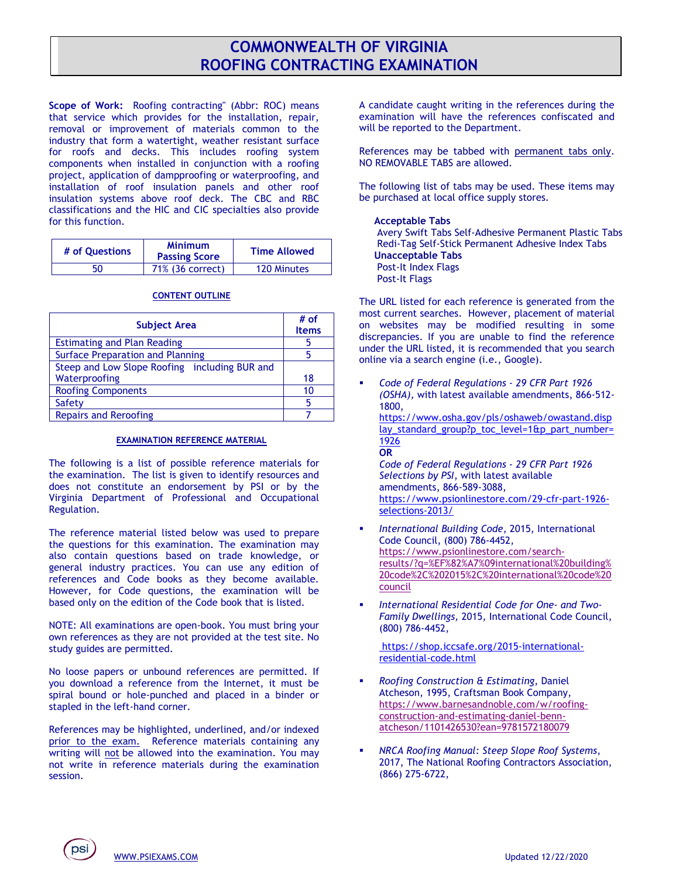# COMMONWEALTH OF VIRGINIA
# ROOFING CONTRACTING EXAMINATION

**Scope of Work:** Roofing contracting" (Abbr: ROC) means that service which provides for the installation, repair, removal or improvement of materials common to the industry that form a watertight, weather resistant surface for roofs and decks. This includes roofing system components when installed in conjunction with a roofing project, application of dampproofing or waterproofing, and installation of roof insulation panels and other roof insulation systems above roof deck. The CBC and RBC classifications and the HIC and CIC specialties also provide for this function.

| # of Questions | Minimum Passing Score | Time Allowed |
|---|---|---|
| 50 | 71% (36 correct) | 120 Minutes |

### CONTENT OUTLINE

| Subject Area | # of Items |
|---|---|
| Estimating and Plan Reading | 5 |
| Surface Preparation and Planning | 5 |
| Steep and Low Slope Roofing including BUR and Waterproofing | 18 |
| Roofing Components | 10 |
| Safety | 5 |
| Repairs and Reroofing | 7 |

### EXAMINATION REFERENCE MATERIAL

The following is a list of possible reference materials for the examination. The list is given to identify resources and does not constitute an endorsement by PSI or by the Virginia Department of Professional and Occupational Regulation.

The reference material listed below was used to prepare the questions for this examination. The examination may also contain questions based on trade knowledge, or general industry practices. You can use any edition of references and Code books as they become available. However, for Code questions, the examination will be based only on the edition of the Code book that is listed.

NOTE: All examinations are open-book. You must bring your own references as they are not provided at the test site. No study guides are permitted.

No loose papers or unbound references are permitted. If you download a reference from the Internet, it must be spiral bound or hole-punched and placed in a binder or stapled in the left-hand corner.

References may be highlighted, underlined, and/or indexed prior to the exam. Reference materials containing any writing will not be allowed into the examination. You may not write in reference materials during the examination session.

A candidate caught writing in the references during the examination will have the references confiscated and will be reported to the Department.

References may be tabbed with permanent tabs only. NO REMOVABLE TABS are allowed.

The following list of tabs may be used. These items may be purchased at local office supply stores.

**Acceptable Tabs**
- Avery Swift Tabs Self-Adhesive Permanent Plastic Tabs
- Redi-Tag Self-Stick Permanent Adhesive Index Tabs

**Unacceptable Tabs**
- Post-It Index Flags
- Post-It Flags

The URL listed for each reference is generated from the most current searches. However, placement of material on websites may be modified resulting in some discrepancies. If you are unable to find the reference under the URL listed, it is recommended that you search online via a search engine (i.e., Google).

- *Code of Federal Regulations - 29 CFR Part 1926 (OSHA)*, with latest available amendments, 866-512-1800, https://www.osha.gov/pls/oshaweb/owastand.display_standard_group?p_toc_level=1&p_part_number=1926
  **OR**
  *Code of Federal Regulations - 29 CFR Part 1926 Selections by PSI*, with latest available amendments, 866-589-3088, https://www.psionlinestore.com/29-cfr-part-1926-selections-2013/
- *International Building Code*, 2015, International Code Council, (800) 786-4452, https://www.psionlinestore.com/search-results/?q=%EF%82%A7%09international%20building%20code%2C%202015%2C%20international%20code%20council
- *International Residential Code for One- and Two-Family Dwellings*, 2015, International Code Council, (800) 786-4452,
  https://shop.iccsafe.org/2015-international-residential-code.html
- *Roofing Construction & Estimating*, Daniel Atcheson, 1995, Craftsman Book Company, https://www.barnesandnoble.com/w/roofing-construction-and-estimating-daniel-benn-atcheson/1101426530?ean=9781572180079
- *NRCA Roofing Manual: Steep Slope Roof Systems*, 2017, The National Roofing Contractors Association, (866) 275-6722,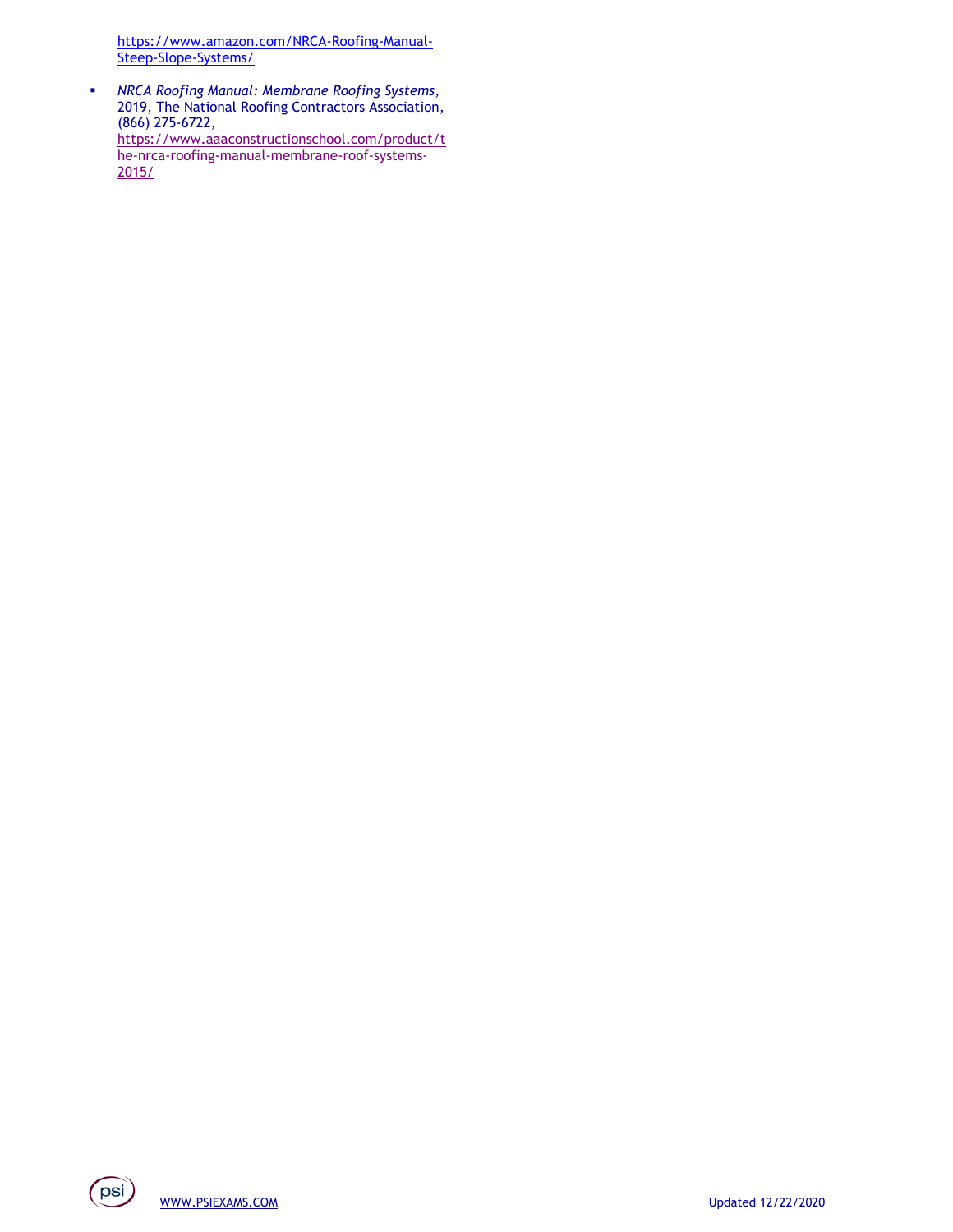https://www.amazon.com/NRCA-Roofing-Manual-Steep-Slope-Systems/

- *NRCA Roofing Manual: Membrane Roofing Systems*, 2019, The National Roofing Contractors Association, (866) 275-6722, https://www.aaaconstructionschool.com/product/the-nrca-roofing-manual-membrane-roof-systems-2015/